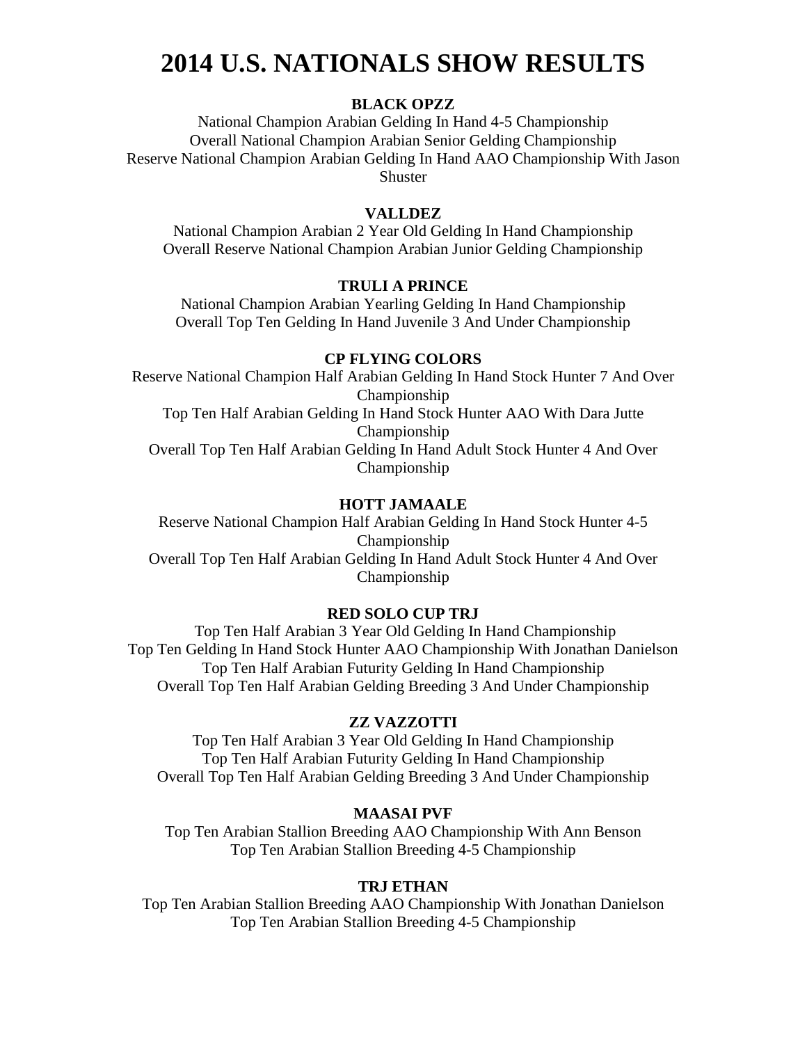# 2014 U.S. NATIONALS SHOW RESULTS

**BLACK OPZZ**

National Champion Arabian Gelding In Hand 4-5 Championship
Overall National Champion Arabian Senior Gelding Championship
Reserve National Champion Arabian Gelding In Hand AAO Championship With Jason Shuster

**VALLDEZ**

National Champion Arabian 2 Year Old Gelding In Hand Championship
Overall Reserve National Champion Arabian Junior Gelding Championship

**TRULI A PRINCE**

National Champion Arabian Yearling Gelding In Hand Championship
Overall Top Ten Gelding In Hand Juvenile 3 And Under Championship

**CP FLYING COLORS**

Reserve National Champion Half Arabian Gelding In Hand Stock Hunter 7 And Over Championship
Top Ten Half Arabian Gelding In Hand Stock Hunter AAO With Dara Jutte Championship
Overall Top Ten Half Arabian Gelding In Hand Adult Stock Hunter 4 And Over Championship

**HOTT JAMAALE**

Reserve National Champion Half Arabian Gelding In Hand Stock Hunter 4-5 Championship
Overall Top Ten Half Arabian Gelding In Hand Adult Stock Hunter 4 And Over Championship

**RED SOLO CUP TRJ**

Top Ten Half Arabian 3 Year Old Gelding In Hand Championship
Top Ten Gelding In Hand Stock Hunter AAO Championship With Jonathan Danielson
Top Ten Half Arabian Futurity Gelding In Hand Championship
Overall Top Ten Half Arabian Gelding Breeding 3 And Under Championship

**ZZ VAZZOTTI**

Top Ten Half Arabian 3 Year Old Gelding In Hand Championship
Top Ten Half Arabian Futurity Gelding In Hand Championship
Overall Top Ten Half Arabian Gelding Breeding 3 And Under Championship

**MAASAI PVF**

Top Ten Arabian Stallion Breeding AAO Championship With Ann Benson
Top Ten Arabian Stallion Breeding 4-5 Championship

**TRJ ETHAN**

Top Ten Arabian Stallion Breeding AAO Championship With Jonathan Danielson
Top Ten Arabian Stallion Breeding 4-5 Championship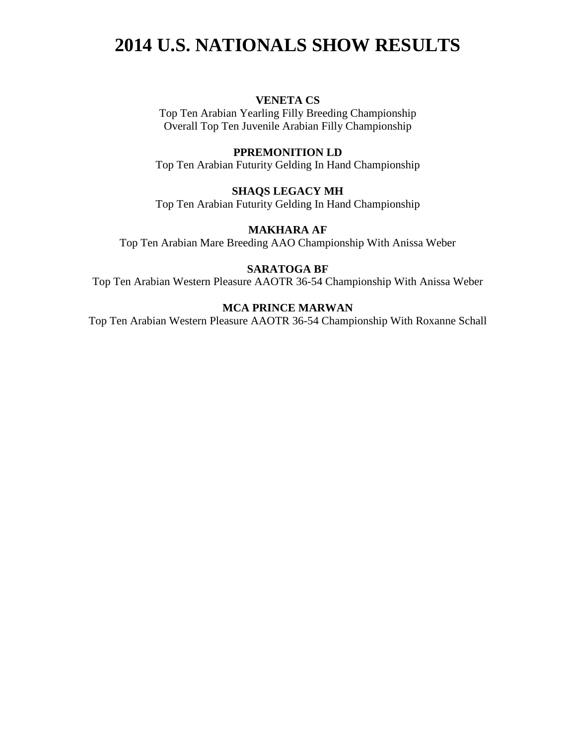# 2014 U.S. NATIONALS SHOW RESULTS

**VENETA CS**
Top Ten Arabian Yearling Filly Breeding Championship
Overall Top Ten Juvenile Arabian Filly Championship

**PPREMONITION LD**
Top Ten Arabian Futurity Gelding In Hand Championship

**SHAQS LEGACY MH**
Top Ten Arabian Futurity Gelding In Hand Championship

**MAKHARA AF**
Top Ten Arabian Mare Breeding AAO Championship With Anissa Weber

**SARATOGA BF**
Top Ten Arabian Western Pleasure AAOTR 36-54 Championship With Anissa Weber

**MCA PRINCE MARWAN**
Top Ten Arabian Western Pleasure AAOTR 36-54 Championship With Roxanne Schall